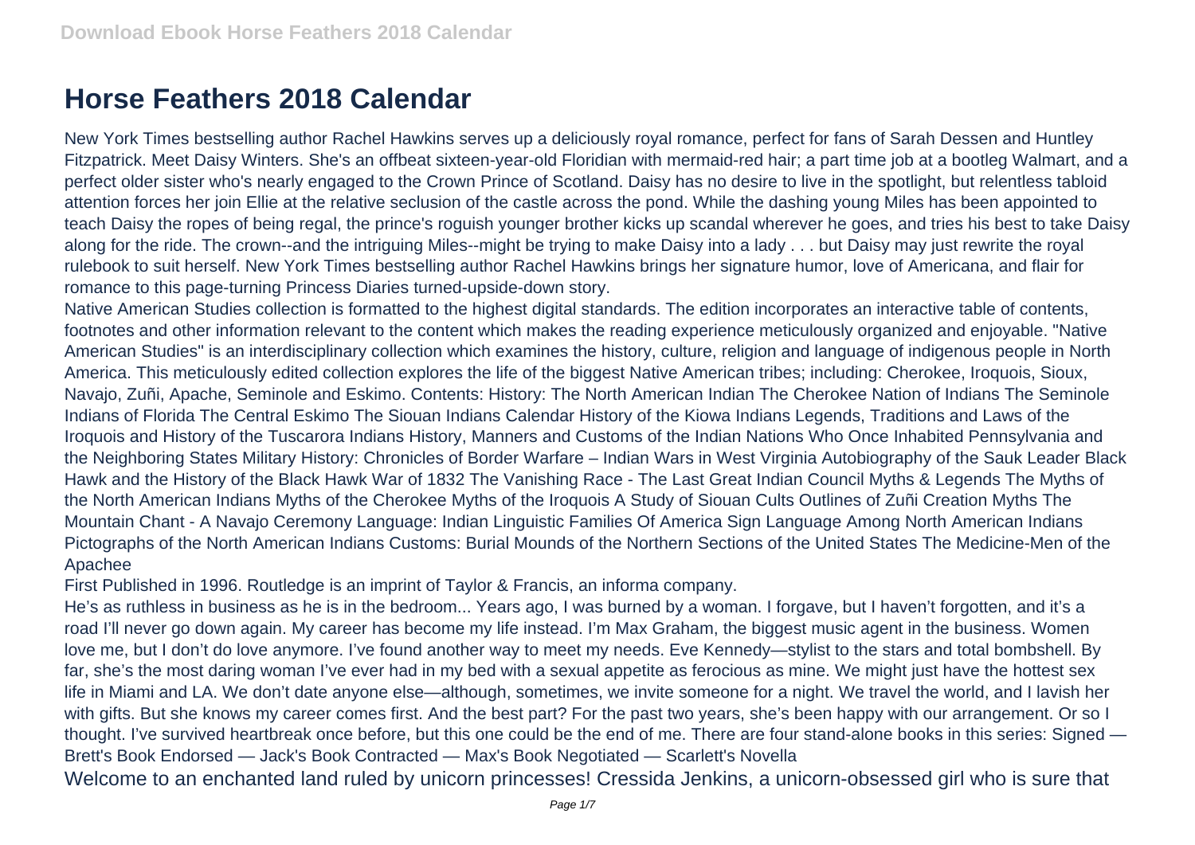# Horse Feathers 2018 Calendar

New York Times bestselling author Rachel Hawkins serves up a deliciously royal romance, perfect for fans of Sarah Dessen and Huntley Fitzpatrick. Meet Daisy Winters. She's an offbeat sixteen-year-old Floridian with mermaid-red hair; a part time job at a bootleg Walmart, and a perfect older sister who's nearly engaged to the Crown Prince of Scotland. Daisy has no desire to live in the spotlight, but relentless tabloid attention forces her join Ellie at the relative seclusion of the castle across the pond. While the dashing young Miles has been appointed to teach Daisy the ropes of being regal, the prince's roguish younger brother kicks up scandal wherever he goes, and tries his best to take Daisy along for the ride. The crown--and the intriguing Miles--might be trying to make Daisy into a lady . . . but Daisy may just rewrite the royal rulebook to suit herself. New York Times bestselling author Rachel Hawkins brings her signature humor, love of Americana, and flair for romance to this page-turning Princess Diaries turned-upside-down story.

Native American Studies collection is formatted to the highest digital standards. The edition incorporates an interactive table of contents, footnotes and other information relevant to the content which makes the reading experience meticulously organized and enjoyable. "Native American Studies" is an interdisciplinary collection which examines the history, culture, religion and language of indigenous people in North America. This meticulously edited collection explores the life of the biggest Native American tribes; including: Cherokee, Iroquois, Sioux, Navajo, Zuñi, Apache, Seminole and Eskimo. Contents: History: The North American Indian The Cherokee Nation of Indians The Seminole Indians of Florida The Central Eskimo The Siouan Indians Calendar History of the Kiowa Indians Legends, Traditions and Laws of the Iroquois and History of the Tuscarora Indians History, Manners and Customs of the Indian Nations Who Once Inhabited Pennsylvania and the Neighboring States Military History: Chronicles of Border Warfare – Indian Wars in West Virginia Autobiography of the Sauk Leader Black Hawk and the History of the Black Hawk War of 1832 The Vanishing Race - The Last Great Indian Council Myths & Legends The Myths of the North American Indians Myths of the Cherokee Myths of the Iroquois A Study of Siouan Cults Outlines of Zuñi Creation Myths The Mountain Chant - A Navajo Ceremony Language: Indian Linguistic Families Of America Sign Language Among North American Indians Pictographs of the North American Indians Customs: Burial Mounds of the Northern Sections of the United States The Medicine-Men of the Apachee

First Published in 1996. Routledge is an imprint of Taylor & Francis, an informa company.

He's as ruthless in business as he is in the bedroom... Years ago, I was burned by a woman. I forgave, but I haven't forgotten, and it's a road I'll never go down again. My career has become my life instead. I'm Max Graham, the biggest music agent in the business. Women love me, but I don't do love anymore. I've found another way to meet my needs. Eve Kennedy—stylist to the stars and total bombshell. By far, she's the most daring woman I've ever had in my bed with a sexual appetite as ferocious as mine. We might just have the hottest sex life in Miami and LA. We don't date anyone else—although, sometimes, we invite someone for a night. We travel the world, and I lavish her with gifts. But she knows my career comes first. And the best part? For the past two years, she's been happy with our arrangement. Or so I thought. I've survived heartbreak once before, but this one could be the end of me. There are four stand-alone books in this series: Signed — Brett's Book Endorsed — Jack's Book Contracted — Max's Book Negotiated — Scarlett's Novella

Welcome to an enchanted land ruled by unicorn princesses! Cressida Jenkins, a unicorn-obsessed girl who is sure that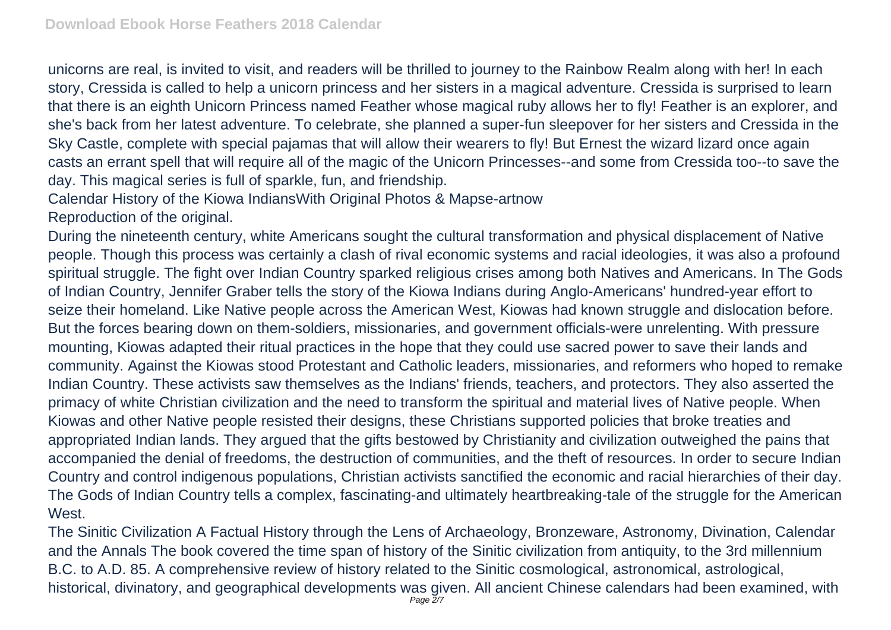unicorns are real, is invited to visit, and readers will be thrilled to journey to the Rainbow Realm along with her! In each story, Cressida is called to help a unicorn princess and her sisters in a magical adventure. Cressida is surprised to learn that there is an eighth Unicorn Princess named Feather whose magical ruby allows her to fly! Feather is an explorer, and she's back from her latest adventure. To celebrate, she planned a super-fun sleepover for her sisters and Cressida in the Sky Castle, complete with special pajamas that will allow their wearers to fly! But Ernest the wizard lizard once again casts an errant spell that will require all of the magic of the Unicorn Princesses--and some from Cressida too--to save the day. This magical series is full of sparkle, fun, and friendship.

Calendar History of the Kiowa IndiansWith Original Photos & Mapse-artnow

Reproduction of the original.

During the nineteenth century, white Americans sought the cultural transformation and physical displacement of Native people. Though this process was certainly a clash of rival economic systems and racial ideologies, it was also a profound spiritual struggle. The fight over Indian Country sparked religious crises among both Natives and Americans. In The Gods of Indian Country, Jennifer Graber tells the story of the Kiowa Indians during Anglo-Americans' hundred-year effort to seize their homeland. Like Native people across the American West, Kiowas had known struggle and dislocation before. But the forces bearing down on them-soldiers, missionaries, and government officials-were unrelenting. With pressure mounting, Kiowas adapted their ritual practices in the hope that they could use sacred power to save their lands and community. Against the Kiowas stood Protestant and Catholic leaders, missionaries, and reformers who hoped to remake Indian Country. These activists saw themselves as the Indians' friends, teachers, and protectors. They also asserted the primacy of white Christian civilization and the need to transform the spiritual and material lives of Native people. When Kiowas and other Native people resisted their designs, these Christians supported policies that broke treaties and appropriated Indian lands. They argued that the gifts bestowed by Christianity and civilization outweighed the pains that accompanied the denial of freedoms, the destruction of communities, and the theft of resources. In order to secure Indian Country and control indigenous populations, Christian activists sanctified the economic and racial hierarchies of their day. The Gods of Indian Country tells a complex, fascinating-and ultimately heartbreaking-tale of the struggle for the American West.

The Sinitic Civilization A Factual History through the Lens of Archaeology, Bronzeware, Astronomy, Divination, Calendar and the Annals The book covered the time span of history of the Sinitic civilization from antiquity, to the 3rd millennium B.C. to A.D. 85. A comprehensive review of history related to the Sinitic cosmological, astronomical, astrological, historical, divinatory, and geographical developments was given. All ancient Chinese calendars had been examined, with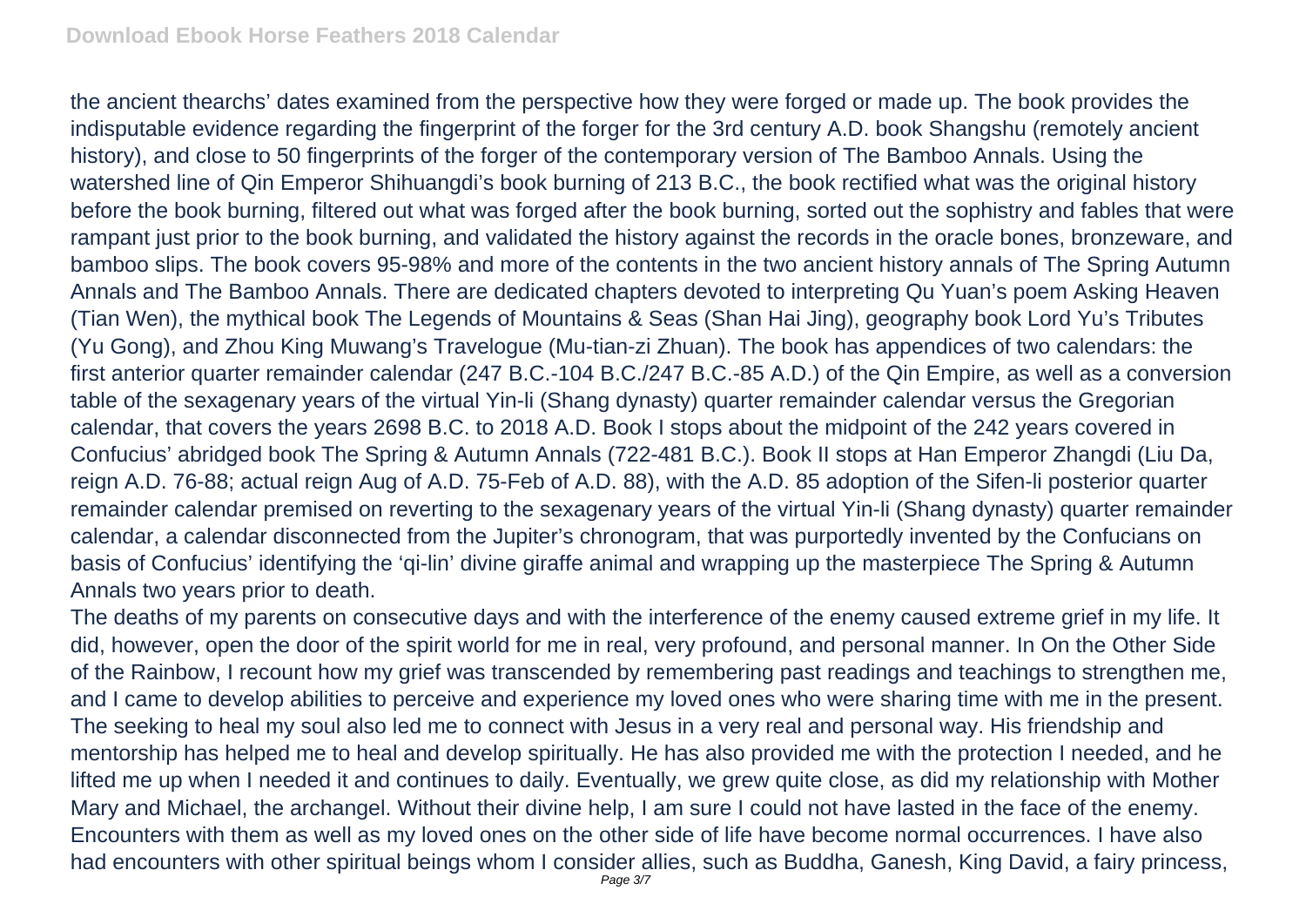the ancient thearchs' dates examined from the perspective how they were forged or made up. The book provides the indisputable evidence regarding the fingerprint of the forger for the 3rd century A.D. book Shangshu (remotely ancient history), and close to 50 fingerprints of the forger of the contemporary version of The Bamboo Annals. Using the watershed line of Qin Emperor Shihuangdi's book burning of 213 B.C., the book rectified what was the original history before the book burning, filtered out what was forged after the book burning, sorted out the sophistry and fables that were rampant just prior to the book burning, and validated the history against the records in the oracle bones, bronzeware, and bamboo slips. The book covers 95-98% and more of the contents in the two ancient history annals of The Spring Autumn Annals and The Bamboo Annals. There are dedicated chapters devoted to interpreting Qu Yuan's poem Asking Heaven (Tian Wen), the mythical book The Legends of Mountains & Seas (Shan Hai Jing), geography book Lord Yu's Tributes (Yu Gong), and Zhou King Muwang's Travelogue (Mu-tian-zi Zhuan). The book has appendices of two calendars: the first anterior quarter remainder calendar (247 B.C.-104 B.C./247 B.C.-85 A.D.) of the Qin Empire, as well as a conversion table of the sexagenary years of the virtual Yin-li (Shang dynasty) quarter remainder calendar versus the Gregorian calendar, that covers the years 2698 B.C. to 2018 A.D. Book I stops about the midpoint of the 242 years covered in Confucius' abridged book The Spring & Autumn Annals (722-481 B.C.). Book II stops at Han Emperor Zhangdi (Liu Da, reign A.D. 76-88; actual reign Aug of A.D. 75-Feb of A.D. 88), with the A.D. 85 adoption of the Sifen-li posterior quarter remainder calendar premised on reverting to the sexagenary years of the virtual Yin-li (Shang dynasty) quarter remainder calendar, a calendar disconnected from the Jupiter's chronogram, that was purportedly invented by the Confucians on basis of Confucius' identifying the 'qi-lin' divine giraffe animal and wrapping up the masterpiece The Spring & Autumn Annals two years prior to death.

The deaths of my parents on consecutive days and with the interference of the enemy caused extreme grief in my life. It did, however, open the door of the spirit world for me in real, very profound, and personal manner. In On the Other Side of the Rainbow, I recount how my grief was transcended by remembering past readings and teachings to strengthen me, and I came to develop abilities to perceive and experience my loved ones who were sharing time with me in the present. The seeking to heal my soul also led me to connect with Jesus in a very real and personal way. His friendship and mentorship has helped me to heal and develop spiritually. He has also provided me with the protection I needed, and he lifted me up when I needed it and continues to daily. Eventually, we grew quite close, as did my relationship with Mother Mary and Michael, the archangel. Without their divine help, I am sure I could not have lasted in the face of the enemy. Encounters with them as well as my loved ones on the other side of life have become normal occurrences. I have also had encounters with other spiritual beings whom I consider allies, such as Buddha, Ganesh, King David, a fairy princess,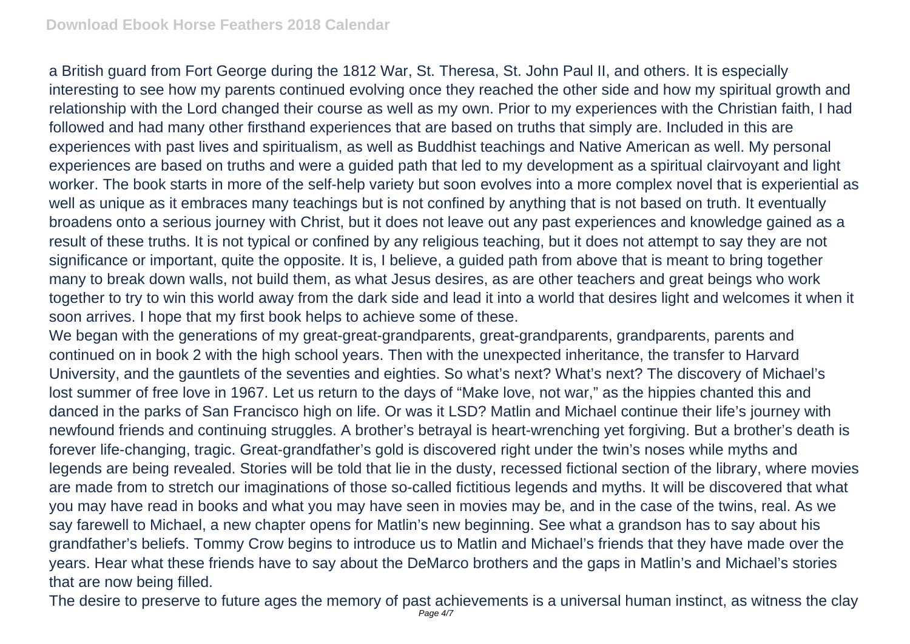a British guard from Fort George during the 1812 War, St. Theresa, St. John Paul II, and others. It is especially interesting to see how my parents continued evolving once they reached the other side and how my spiritual growth and relationship with the Lord changed their course as well as my own. Prior to my experiences with the Christian faith, I had followed and had many other firsthand experiences that are based on truths that simply are. Included in this are experiences with past lives and spiritualism, as well as Buddhist teachings and Native American as well. My personal experiences are based on truths and were a guided path that led to my development as a spiritual clairvoyant and light worker. The book starts in more of the self-help variety but soon evolves into a more complex novel that is experiential as well as unique as it embraces many teachings but is not confined by anything that is not based on truth. It eventually broadens onto a serious journey with Christ, but it does not leave out any past experiences and knowledge gained as a result of these truths. It is not typical or confined by any religious teaching, but it does not attempt to say they are not significance or important, quite the opposite. It is, I believe, a guided path from above that is meant to bring together many to break down walls, not build them, as what Jesus desires, as are other teachers and great beings who work together to try to win this world away from the dark side and lead it into a world that desires light and welcomes it when it soon arrives. I hope that my first book helps to achieve some of these.

We began with the generations of my great-great-grandparents, great-grandparents, grandparents, parents and continued on in book 2 with the high school years. Then with the unexpected inheritance, the transfer to Harvard University, and the gauntlets of the seventies and eighties. So what's next? What's next? The discovery of Michael's lost summer of free love in 1967. Let us return to the days of "Make love, not war," as the hippies chanted this and danced in the parks of San Francisco high on life. Or was it LSD? Matlin and Michael continue their life's journey with newfound friends and continuing struggles. A brother's betrayal is heart-wrenching yet forgiving. But a brother's death is forever life-changing, tragic. Great-grandfather's gold is discovered right under the twin's noses while myths and legends are being revealed. Stories will be told that lie in the dusty, recessed fictional section of the library, where movies are made from to stretch our imaginations of those so-called fictitious legends and myths. It will be discovered that what you may have read in books and what you may have seen in movies may be, and in the case of the twins, real. As we say farewell to Michael, a new chapter opens for Matlin's new beginning. See what a grandson has to say about his grandfather's beliefs. Tommy Crow begins to introduce us to Matlin and Michael's friends that they have made over the years. Hear what these friends have to say about the DeMarco brothers and the gaps in Matlin's and Michael's stories that are now being filled.

The desire to preserve to future ages the memory of past achievements is a universal human instinct, as witness the clay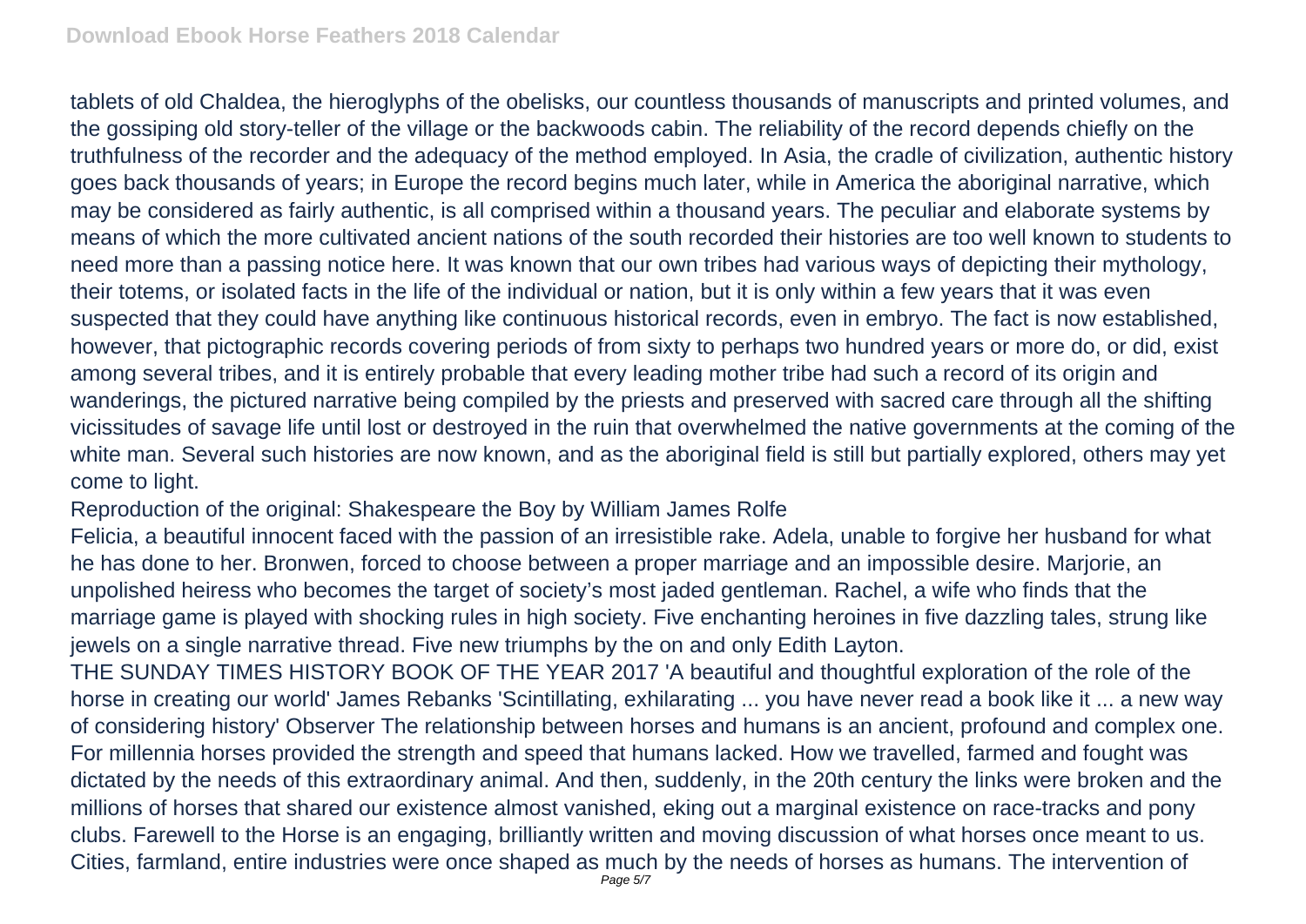tablets of old Chaldea, the hieroglyphs of the obelisks, our countless thousands of manuscripts and printed volumes, and the gossiping old story-teller of the village or the backwoods cabin. The reliability of the record depends chiefly on the truthfulness of the recorder and the adequacy of the method employed. In Asia, the cradle of civilization, authentic history goes back thousands of years; in Europe the record begins much later, while in America the aboriginal narrative, which may be considered as fairly authentic, is all comprised within a thousand years. The peculiar and elaborate systems by means of which the more cultivated ancient nations of the south recorded their histories are too well known to students to need more than a passing notice here. It was known that our own tribes had various ways of depicting their mythology, their totems, or isolated facts in the life of the individual or nation, but it is only within a few years that it was even suspected that they could have anything like continuous historical records, even in embryo. The fact is now established, however, that pictographic records covering periods of from sixty to perhaps two hundred years or more do, or did, exist among several tribes, and it is entirely probable that every leading mother tribe had such a record of its origin and wanderings, the pictured narrative being compiled by the priests and preserved with sacred care through all the shifting vicissitudes of savage life until lost or destroyed in the ruin that overwhelmed the native governments at the coming of the white man. Several such histories are now known, and as the aboriginal field is still but partially explored, others may yet come to light.

Reproduction of the original: Shakespeare the Boy by William James Rolfe

Felicia, a beautiful innocent faced with the passion of an irresistible rake. Adela, unable to forgive her husband for what he has done to her. Bronwen, forced to choose between a proper marriage and an impossible desire. Marjorie, an unpolished heiress who becomes the target of society's most jaded gentleman. Rachel, a wife who finds that the marriage game is played with shocking rules in high society. Five enchanting heroines in five dazzling tales, strung like jewels on a single narrative thread. Five new triumphs by the on and only Edith Layton.

THE SUNDAY TIMES HISTORY BOOK OF THE YEAR 2017 'A beautiful and thoughtful exploration of the role of the horse in creating our world' James Rebanks 'Scintillating, exhilarating ... you have never read a book like it ... a new way of considering history' Observer The relationship between horses and humans is an ancient, profound and complex one. For millennia horses provided the strength and speed that humans lacked. How we travelled, farmed and fought was dictated by the needs of this extraordinary animal. And then, suddenly, in the 20th century the links were broken and the millions of horses that shared our existence almost vanished, eking out a marginal existence on race-tracks and pony clubs. Farewell to the Horse is an engaging, brilliantly written and moving discussion of what horses once meant to us. Cities, farmland, entire industries were once shaped as much by the needs of horses as humans. The intervention of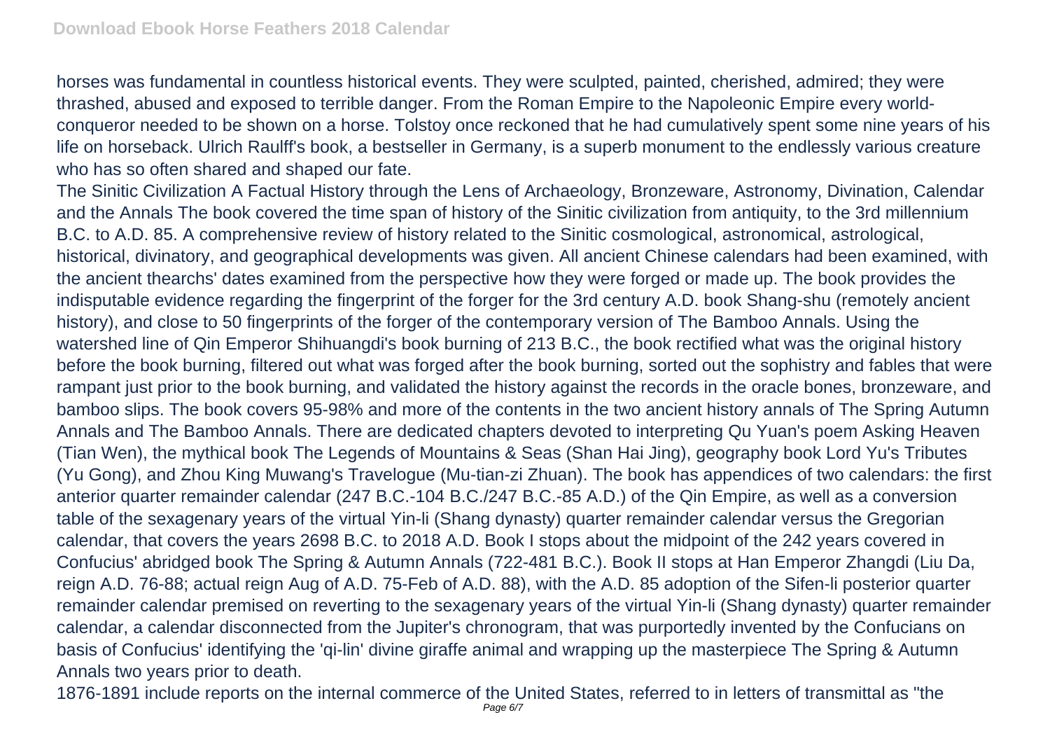horses was fundamental in countless historical events. They were sculpted, painted, cherished, admired; they were thrashed, abused and exposed to terrible danger. From the Roman Empire to the Napoleonic Empire every world-conqueror needed to be shown on a horse. Tolstoy once reckoned that he had cumulatively spent some nine years of his life on horseback. Ulrich Raulff's book, a bestseller in Germany, is a superb monument to the endlessly various creature who has so often shared and shaped our fate.

The Sinitic Civilization A Factual History through the Lens of Archaeology, Bronzeware, Astronomy, Divination, Calendar and the Annals The book covered the time span of history of the Sinitic civilization from antiquity, to the 3rd millennium B.C. to A.D. 85. A comprehensive review of history related to the Sinitic cosmological, astronomical, astrological, historical, divinatory, and geographical developments was given. All ancient Chinese calendars had been examined, with the ancient thearchs' dates examined from the perspective how they were forged or made up. The book provides the indisputable evidence regarding the fingerprint of the forger for the 3rd century A.D. book Shang-shu (remotely ancient history), and close to 50 fingerprints of the forger of the contemporary version of The Bamboo Annals. Using the watershed line of Qin Emperor Shihuangdi's book burning of 213 B.C., the book rectified what was the original history before the book burning, filtered out what was forged after the book burning, sorted out the sophistry and fables that were rampant just prior to the book burning, and validated the history against the records in the oracle bones, bronzeware, and bamboo slips. The book covers 95-98% and more of the contents in the two ancient history annals of The Spring Autumn Annals and The Bamboo Annals. There are dedicated chapters devoted to interpreting Qu Yuan's poem Asking Heaven (Tian Wen), the mythical book The Legends of Mountains & Seas (Shan Hai Jing), geography book Lord Yu's Tributes (Yu Gong), and Zhou King Muwang's Travelogue (Mu-tian-zi Zhuan). The book has appendices of two calendars: the first anterior quarter remainder calendar (247 B.C.-104 B.C./247 B.C.-85 A.D.) of the Qin Empire, as well as a conversion table of the sexagenary years of the virtual Yin-li (Shang dynasty) quarter remainder calendar versus the Gregorian calendar, that covers the years 2698 B.C. to 2018 A.D. Book I stops about the midpoint of the 242 years covered in Confucius' abridged book The Spring & Autumn Annals (722-481 B.C.). Book II stops at Han Emperor Zhangdi (Liu Da, reign A.D. 76-88; actual reign Aug of A.D. 75-Feb of A.D. 88), with the A.D. 85 adoption of the Sifen-li posterior quarter remainder calendar premised on reverting to the sexagenary years of the virtual Yin-li (Shang dynasty) quarter remainder calendar, a calendar disconnected from the Jupiter's chronogram, that was purportedly invented by the Confucians on basis of Confucius' identifying the 'qi-lin' divine giraffe animal and wrapping up the masterpiece The Spring & Autumn Annals two years prior to death.

1876-1891 include reports on the internal commerce of the United States, referred to in letters of transmittal as "the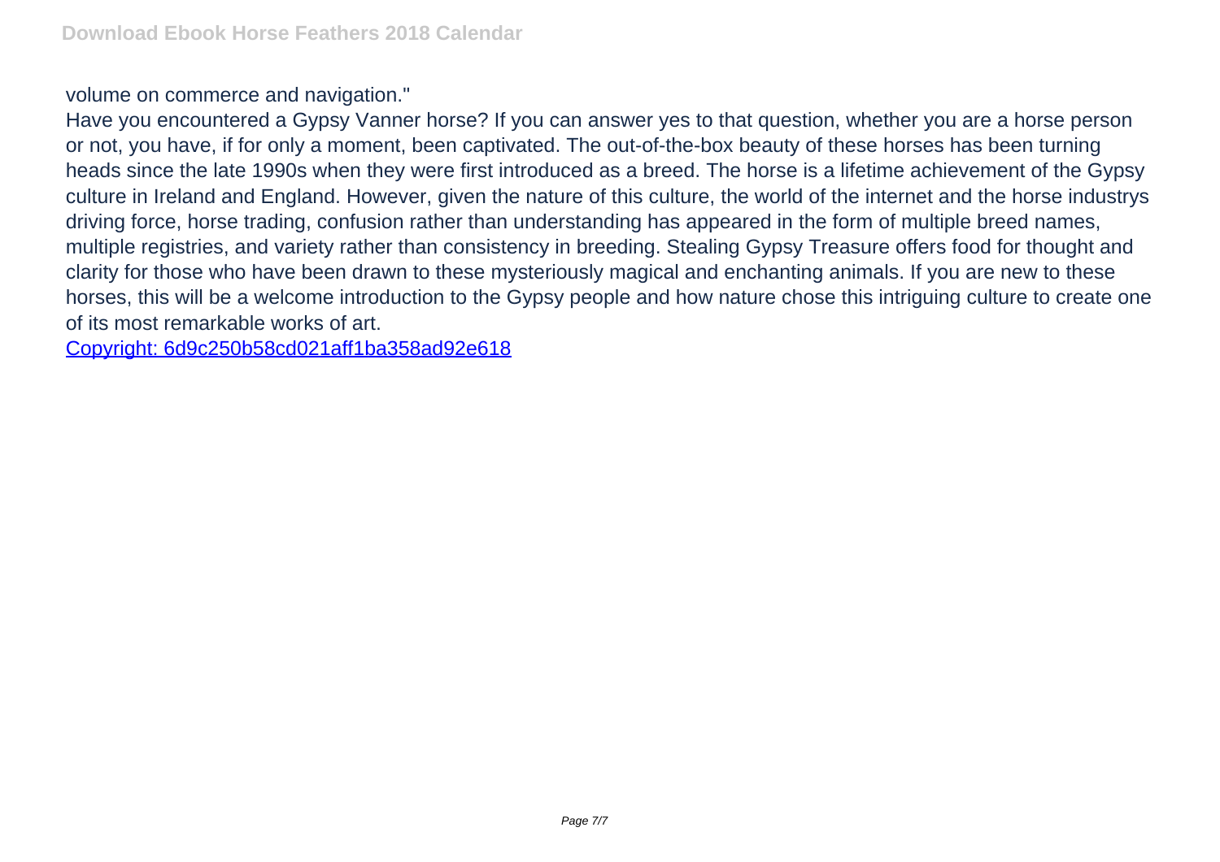volume on commerce and navigation."

Have you encountered a Gypsy Vanner horse? If you can answer yes to that question, whether you are a horse person or not, you have, if for only a moment, been captivated. The out-of-the-box beauty of these horses has been turning heads since the late 1990s when they were first introduced as a breed. The horse is a lifetime achievement of the Gypsy culture in Ireland and England. However, given the nature of this culture, the world of the internet and the horse industrys driving force, horse trading, confusion rather than understanding has appeared in the form of multiple breed names, multiple registries, and variety rather than consistency in breeding. Stealing Gypsy Treasure offers food for thought and clarity for those who have been drawn to these mysteriously magical and enchanting animals. If you are new to these horses, this will be a welcome introduction to the Gypsy people and how nature chose this intriguing culture to create one of its most remarkable works of art.

Copyright: 6d9c250b58cd021aff1ba358ad92e618